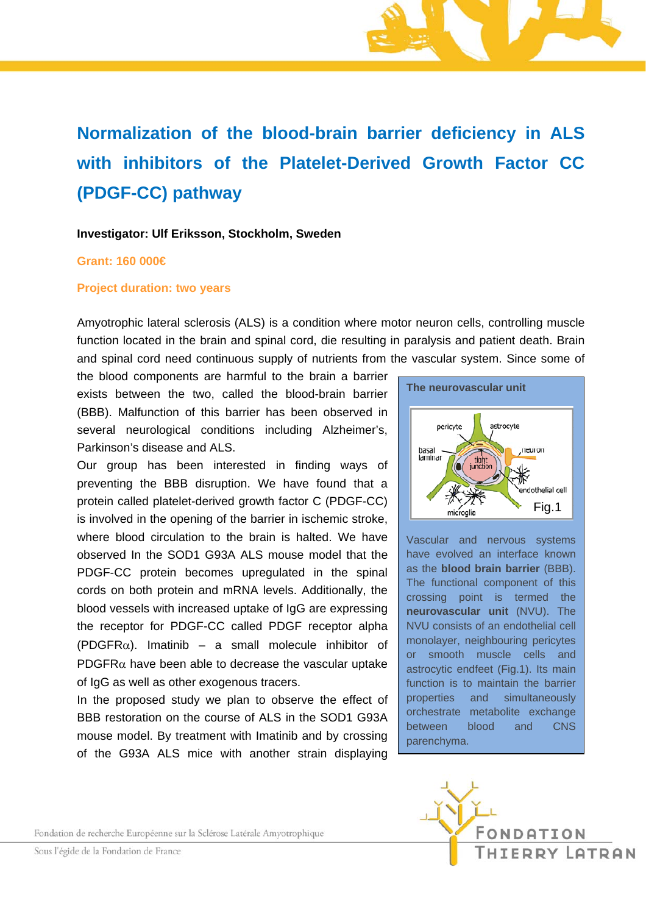# Normalization of the blood-brain barrier deficiency in ALS with inhibitors of the Platelet-Derived Growth Factor CC (PDGF-CC) pathway

**Investigator: Ulf Eriksson, Stockholm, Sweden**

**Grant: 160 000€**

**Project duration: two years**

Amyotrophic lateral sclerosis (ALS) is a condition where motor neuron cells, controlling muscle function located in the brain and spinal cord, die resulting in paralysis and patient death. Brain and spinal cord need continuous supply of nutrients from the vascular system. Since some of the blood components are harmful to the brain a barrier exists between the two, called the blood-brain barrier (BBB). Malfunction of this barrier has been observed in several neurological conditions including Alzheimer's, Parkinson's disease and ALS.

Our group has been interested in finding ways of preventing the BBB disruption. We have found that a protein called platelet-derived growth factor C (PDGF-CC) is involved in the opening of the barrier in ischemic stroke, where blood circulation to the brain is halted. We have observed In the SOD1 G93A ALS mouse model that the PDGF-CC protein becomes upregulated in the spinal cords on both protein and mRNA levels. Additionally, the blood vessels with increased uptake of IgG are expressing the receptor for PDGF-CC called PDGF receptor alpha (PDGFR$\alpha$). Imatinib – a small molecule inhibitor of PDGFR$\alpha$ have been able to decrease the vascular uptake of IgG as well as other exogenous tracers.

In the proposed study we plan to observe the effect of BBB restoration on the course of ALS in the SOD1 G93A mouse model. By treatment with Imatinib and by crossing of the G93A ALS mice with another strain displaying

**The neurovascular unit**

pericyte, astrocyte, basal laminar, tight junction, neuron, endothelial cell, microglia

Fig.1

Vascular and nervous systems have evolved an interface known as the **blood brain barrier** (BBB). The functional component of this crossing point is termed the **neurovascular unit** (NVU). The NVU consists of an endothelial cell monolayer, neighbouring pericytes or smooth muscle cells and astrocytic endfeet (Fig.1). Its main function is to maintain the barrier properties and simultaneously orchestrate metabolite exchange between blood and CNS parenchyma.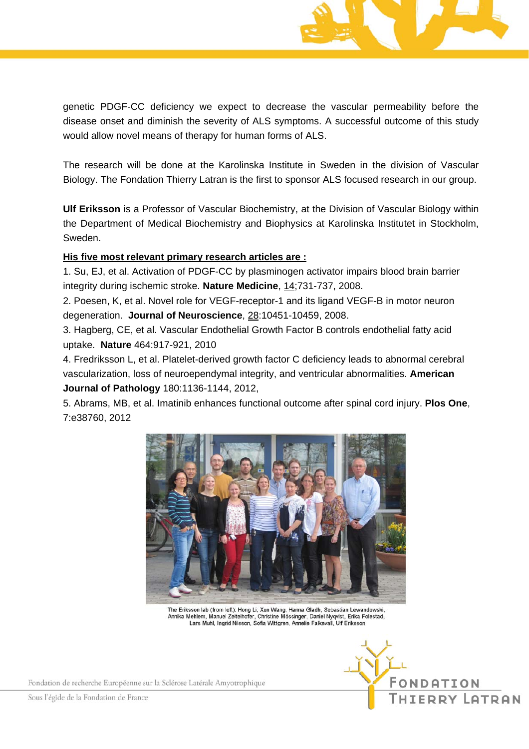genetic PDGF-CC deficiency we expect to decrease the vascular permeability before the disease onset and diminish the severity of ALS symptoms. A successful outcome of this study would allow novel means of therapy for human forms of ALS.

The research will be done at the Karolinska Institute in Sweden in the division of Vascular Biology. The Fondation Thierry Latran is the first to sponsor ALS focused research in our group.

**Ulf Eriksson** is a Professor of Vascular Biochemistry, at the Division of Vascular Biology within the Department of Medical Biochemistry and Biophysics at Karolinska Institutet in Stockholm, Sweden.

**His five most relevant primary research articles are :**

1. Su, EJ, et al. Activation of PDGF-CC by plasminogen activator impairs blood brain barrier integrity during ischemic stroke. **Nature Medicine**, 14;731-737, 2008.
2. Poesen, K, et al. Novel role for VEGF-receptor-1 and its ligand VEGF-B in motor neuron degeneration. **Journal of Neuroscience**, 28:10451-10459, 2008.
3. Hagberg, CE, et al. Vascular Endothelial Growth Factor B controls endothelial fatty acid uptake. **Nature** 464:917-921, 2010
4. Fredriksson L, et al. Platelet-derived growth factor C deficiency leads to abnormal cerebral vascularization, loss of neuroependymal integrity, and ventricular abnormalities. **American Journal of Pathology** 180:1136-1144, 2012,
5. Abrams, MB, et al. Imatinib enhances functional outcome after spinal cord injury. **Plos One**, 7:e38760, 2012

The Eriksson lab (from left): Hong Li, Xun Wang, Hanna Gladh, Sebastian Lewandowski, Annika Mehlem, Manuel Zeitelhofer, Christine Mössinger, Daniel Nyqvist, Erika Folestad, Lars Muhl, Ingrid Nilsson, Sofia Wittgren, Annelie Falkevall, Ulf Eriksson

Fondation de recherche Européenne sur la Sclérose Latérale Amyotrophique

Sous l'égide de la Fondation de France